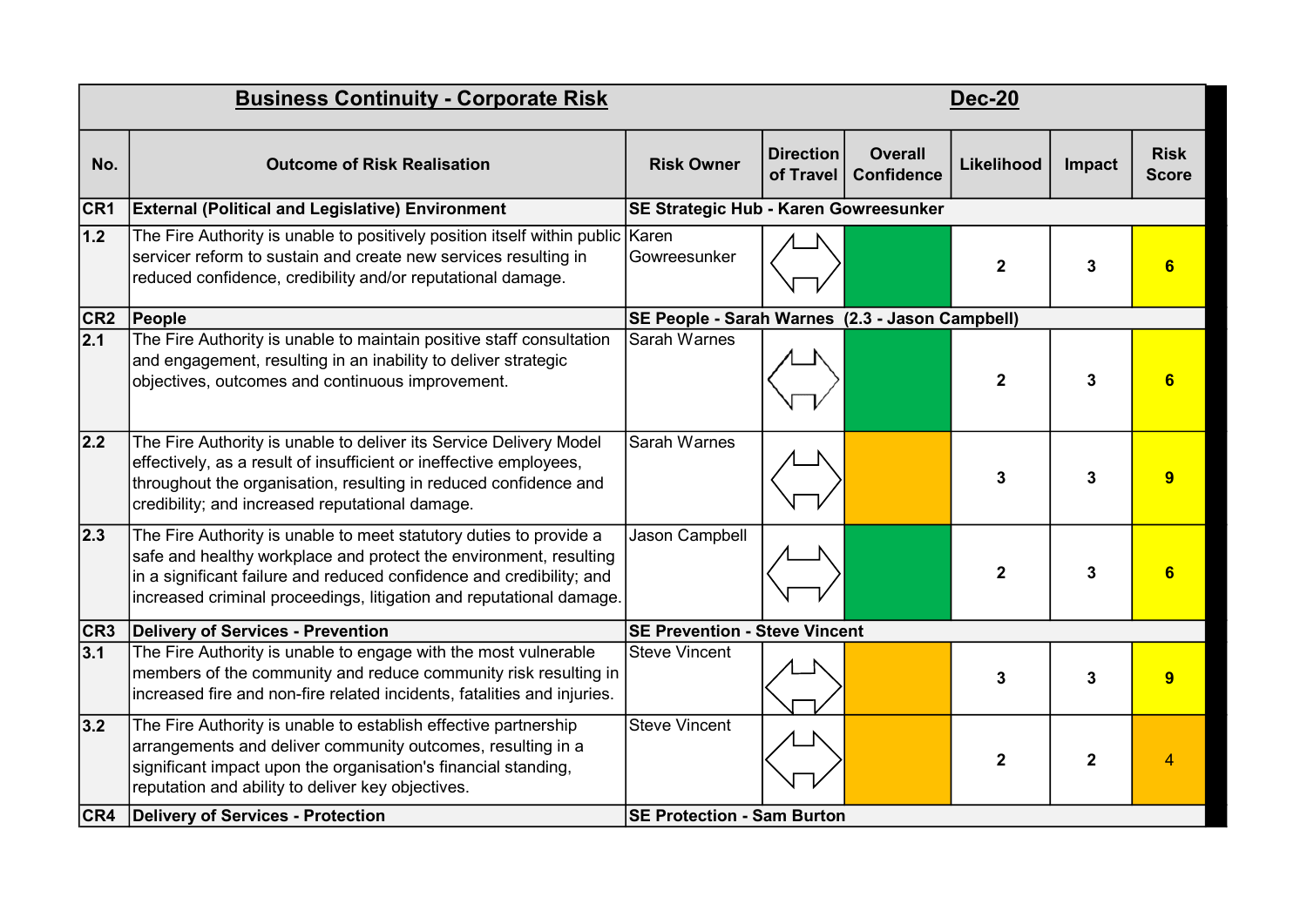| Business Continuity - Corporate Risk | | | | | Dec-20 | | |
|---|---|---|---|---|---|---|---|
| **No.** | **Outcome of Risk Realisation** | **Risk Owner** | **Direction of Travel** | **Overall Confidence** | **Likelihood** | **Impact** | **Risk Score** |
| **CR1** | **External (Political and Legislative) Environment** | **SE Strategic Hub - Karen Gowreesunker** | | | | | |
| 1.2 | The Fire Authority is unable to positively position itself within public servicer reform to sustain and create new services resulting in reduced confidence, credibility and/or reputational damage. | Karen Gowreesunker | ⇔ | | **2** | **3** | **6** |
| **CR2** | **People** | **SE People - Sarah Warnes (2.3 - Jason Campbell)** | | | | | |
| 2.1 | The Fire Authority is unable to maintain positive staff consultation and engagement, resulting in an inability to deliver strategic objectives, outcomes and continuous improvement. | Sarah Warnes | ⇔ | | **2** | **3** | **6** |
| 2.2 | The Fire Authority is unable to deliver its Service Delivery Model effectively, as a result of insufficient or ineffective employees, throughout the organisation, resulting in reduced confidence and credibility; and increased reputational damage. | Sarah Warnes | ⇔ | | **3** | **3** | **9** |
| 2.3 | The Fire Authority is unable to meet statutory duties to provide a safe and healthy workplace and protect the environment, resulting in a significant failure and reduced confidence and credibility; and increased criminal proceedings, litigation and reputational damage. | Jason Campbell | ⇔ | | **2** | **3** | **6** |
| **CR3** | **Delivery of Services - Prevention** | **SE Prevention - Steve Vincent** | | | | | |
| 3.1 | The Fire Authority is unable to engage with the most vulnerable members of the community and reduce community risk resulting in increased fire and non-fire related incidents, fatalities and injuries. | Steve Vincent | ⇔ | | **3** | **3** | **9** |
| 3.2 | The Fire Authority is unable to establish effective partnership arrangements and deliver community outcomes, resulting in a significant impact upon the organisation's financial standing, reputation and ability to deliver key objectives. | Steve Vincent | ⇔ | | **2** | **2** | 4 |
| **CR4** | **Delivery of Services - Protection** | **SE Protection - Sam Burton** | | | | | |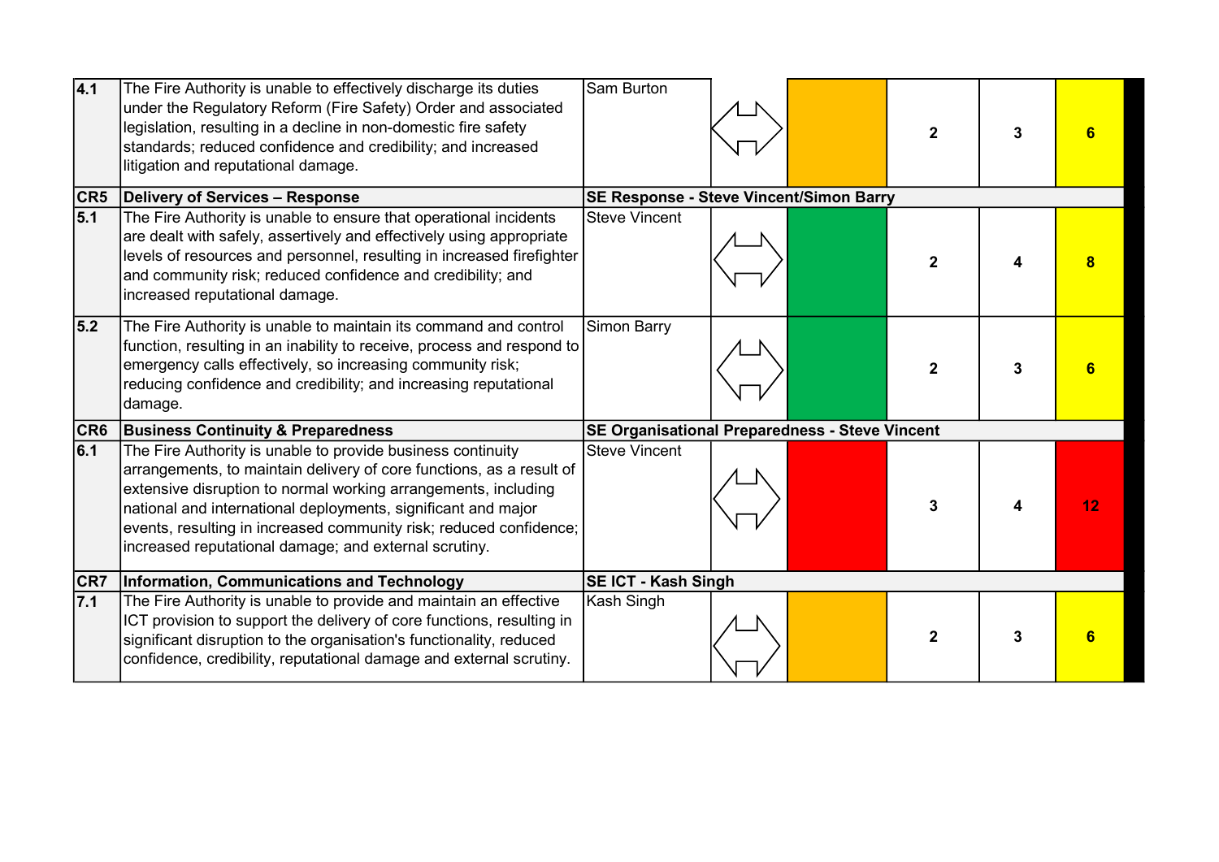| | | | | | | | |
|---|---|---|---|---|---|---|---|
| 4.1 | The Fire Authority is unable to effectively discharge its duties under the Regulatory Reform (Fire Safety) Order and associated legislation, resulting in a decline in non-domestic fire safety standards; reduced confidence and credibility; and increased litigation and reputational damage. | Sam Burton | ⟺ | | 2 | 3 | 6 |
| **CR5** | **Delivery of Services – Response** | **SE Response - Steve Vincent/Simon Barry** | | | | | |
| 5.1 | The Fire Authority is unable to ensure that operational incidents are dealt with safely, assertively and effectively using appropriate levels of resources and personnel, resulting in increased firefighter and community risk; reduced confidence and credibility; and increased reputational damage. | Steve Vincent | ⟺ | | 2 | 4 | 8 |
| 5.2 | The Fire Authority is unable to maintain its command and control function, resulting in an inability to receive, process and respond to emergency calls effectively, so increasing community risk; reducing confidence and credibility; and increasing reputational damage. | Simon Barry | ⟺ | | 2 | 3 | 6 |
| **CR6** | **Business Continuity & Preparedness** | **SE Organisational Preparedness - Steve Vincent** | | | | | |
| 6.1 | The Fire Authority is unable to provide business continuity arrangements, to maintain delivery of core functions, as a result of extensive disruption to normal working arrangements, including national and international deployments, significant and major events, resulting in increased community risk; reduced confidence; increased reputational damage; and external scrutiny. | Steve Vincent | ⟺ | | 3 | 4 | 12 |
| **CR7** | **Information, Communications and Technology** | **SE ICT - Kash Singh** | | | | | |
| 7.1 | The Fire Authority is unable to provide and maintain an effective ICT provision to support the delivery of core functions, resulting in significant disruption to the organisation's functionality, reduced confidence, credibility, reputational damage and external scrutiny. | Kash Singh | ⟺ | | 2 | 3 | 6 |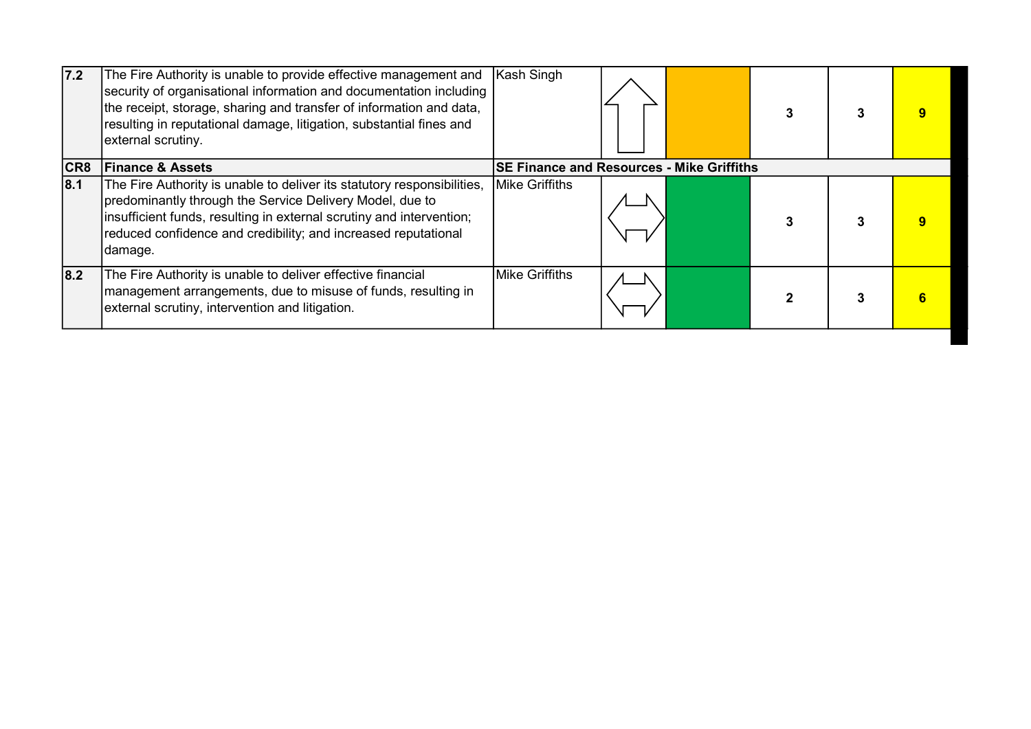| | | | | | | | |
|---|---|---|---|---|---|---|---|
| 7.2 | The Fire Authority is unable to provide effective management and security of organisational information and documentation including the receipt, storage, sharing and transfer of information and data, resulting in reputational damage, litigation, substantial fines and external scrutiny. | Kash Singh | | | 3 | 3 | 9 |
| **CR8** | **Finance & Assets** | **SE Finance and Resources - Mike Griffiths** | | | | | |
| 8.1 | The Fire Authority is unable to deliver its statutory responsibilities, predominantly through the Service Delivery Model, due to insufficient funds, resulting in external scrutiny and intervention; reduced confidence and credibility; and increased reputational damage. | Mike Griffiths | | | 3 | 3 | 9 |
| 8.2 | The Fire Authority is unable to deliver effective financial management arrangements, due to misuse of funds, resulting in external scrutiny, intervention and litigation. | Mike Griffiths | | | 2 | 3 | 6 |